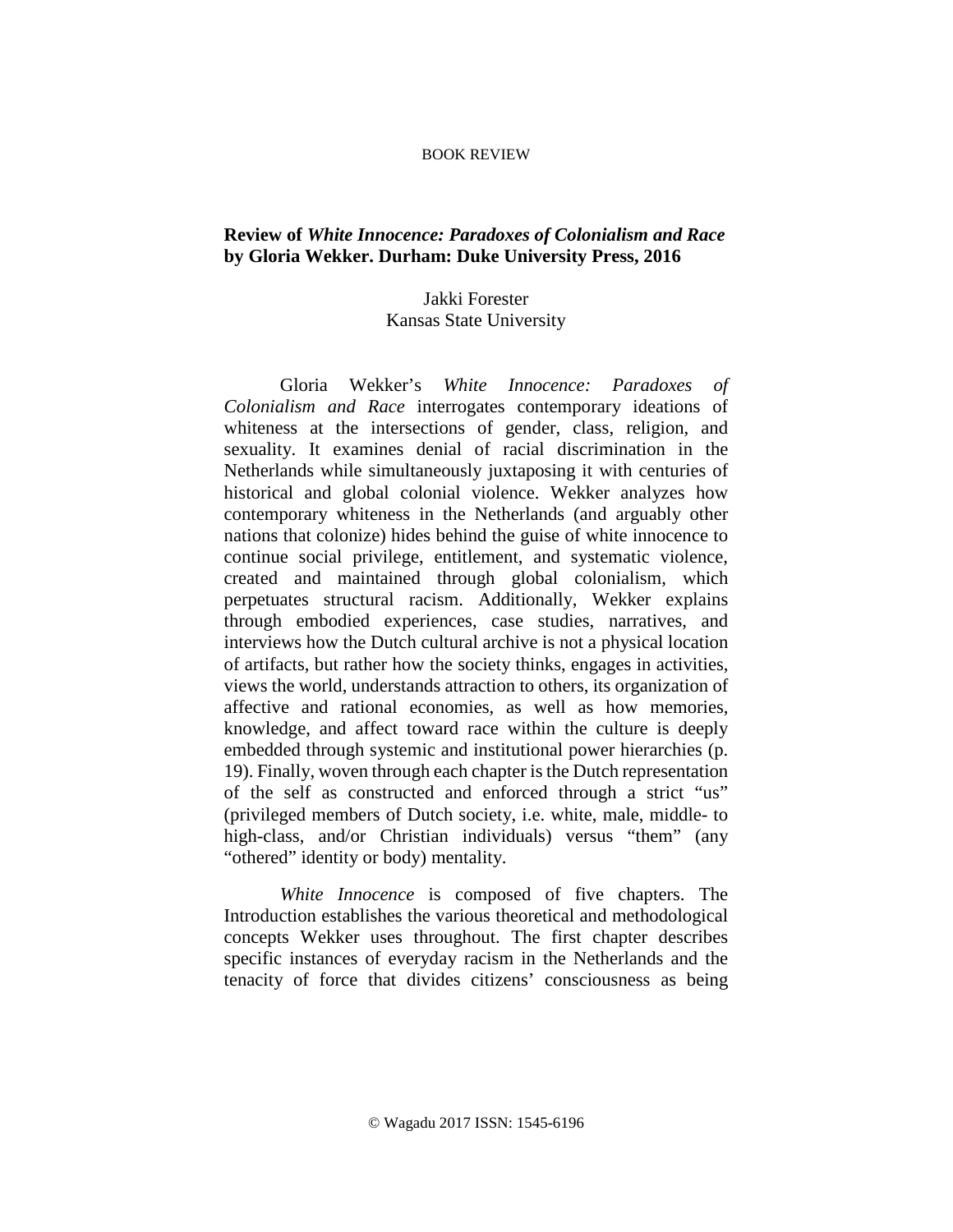BOOK REVIEW

# Review of *White Innocence: Paradoxes of Colonialism and Race* by Gloria Wekker. Durham: Duke University Press, 2016

Jakki Forester
Kansas State University

Gloria Wekker's *White Innocence: Paradoxes of Colonialism and Race* interrogates contemporary ideations of whiteness at the intersections of gender, class, religion, and sexuality. It examines denial of racial discrimination in the Netherlands while simultaneously juxtaposing it with centuries of historical and global colonial violence. Wekker analyzes how contemporary whiteness in the Netherlands (and arguably other nations that colonize) hides behind the guise of white innocence to continue social privilege, entitlement, and systematic violence, created and maintained through global colonialism, which perpetuates structural racism. Additionally, Wekker explains through embodied experiences, case studies, narratives, and interviews how the Dutch cultural archive is not a physical location of artifacts, but rather how the society thinks, engages in activities, views the world, understands attraction to others, its organization of affective and rational economies, as well as how memories, knowledge, and affect toward race within the culture is deeply embedded through systemic and institutional power hierarchies (p. 19). Finally, woven through each chapter is the Dutch representation of the self as constructed and enforced through a strict "us" (privileged members of Dutch society, i.e. white, male, middle- to high-class, and/or Christian individuals) versus "them" (any "othered" identity or body) mentality.

*White Innocence* is composed of five chapters. The Introduction establishes the various theoretical and methodological concepts Wekker uses throughout. The first chapter describes specific instances of everyday racism in the Netherlands and the tenacity of force that divides citizens' consciousness as being

© Wagadu 2017 ISSN: 1545-6196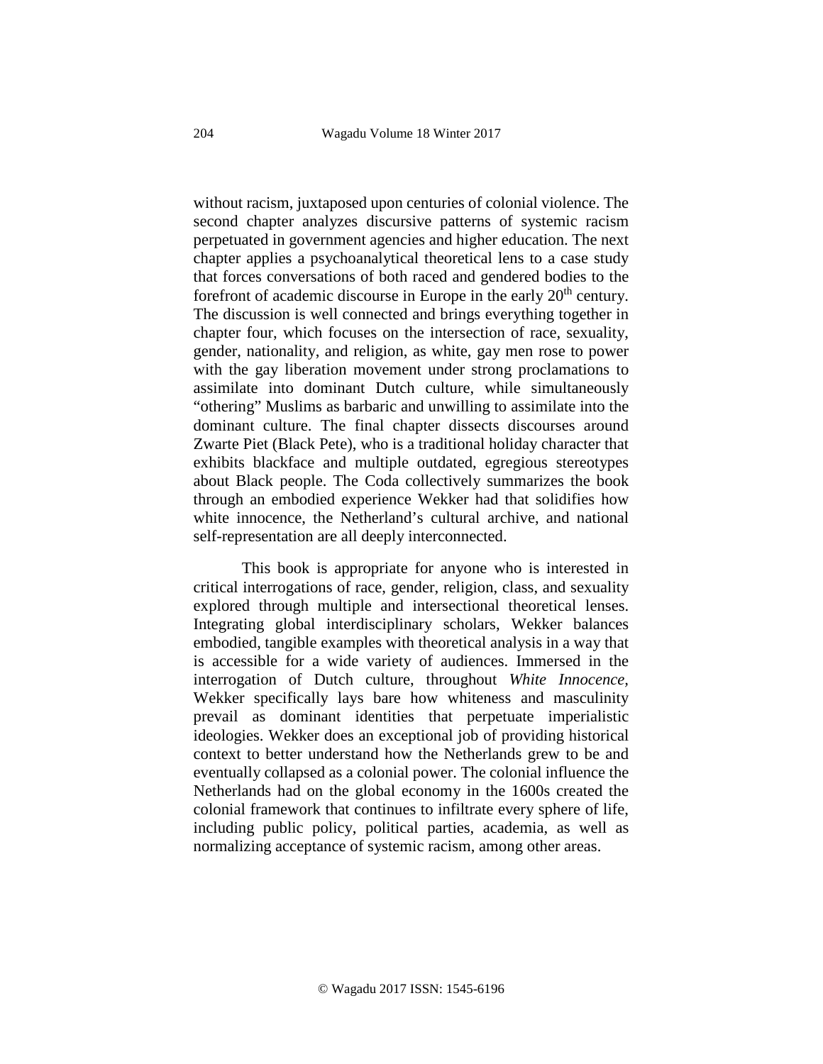without racism, juxtaposed upon centuries of colonial violence. The second chapter analyzes discursive patterns of systemic racism perpetuated in government agencies and higher education. The next chapter applies a psychoanalytical theoretical lens to a case study that forces conversations of both raced and gendered bodies to the forefront of academic discourse in Europe in the early 20th century. The discussion is well connected and brings everything together in chapter four, which focuses on the intersection of race, sexuality, gender, nationality, and religion, as white, gay men rose to power with the gay liberation movement under strong proclamations to assimilate into dominant Dutch culture, while simultaneously "othering" Muslims as barbaric and unwilling to assimilate into the dominant culture. The final chapter dissects discourses around Zwarte Piet (Black Pete), who is a traditional holiday character that exhibits blackface and multiple outdated, egregious stereotypes about Black people. The Coda collectively summarizes the book through an embodied experience Wekker had that solidifies how white innocence, the Netherland's cultural archive, and national self-representation are all deeply interconnected.

This book is appropriate for anyone who is interested in critical interrogations of race, gender, religion, class, and sexuality explored through multiple and intersectional theoretical lenses. Integrating global interdisciplinary scholars, Wekker balances embodied, tangible examples with theoretical analysis in a way that is accessible for a wide variety of audiences. Immersed in the interrogation of Dutch culture, throughout *White Innocence*, Wekker specifically lays bare how whiteness and masculinity prevail as dominant identities that perpetuate imperialistic ideologies. Wekker does an exceptional job of providing historical context to better understand how the Netherlands grew to be and eventually collapsed as a colonial power. The colonial influence the Netherlands had on the global economy in the 1600s created the colonial framework that continues to infiltrate every sphere of life, including public policy, political parties, academia, as well as normalizing acceptance of systemic racism, among other areas.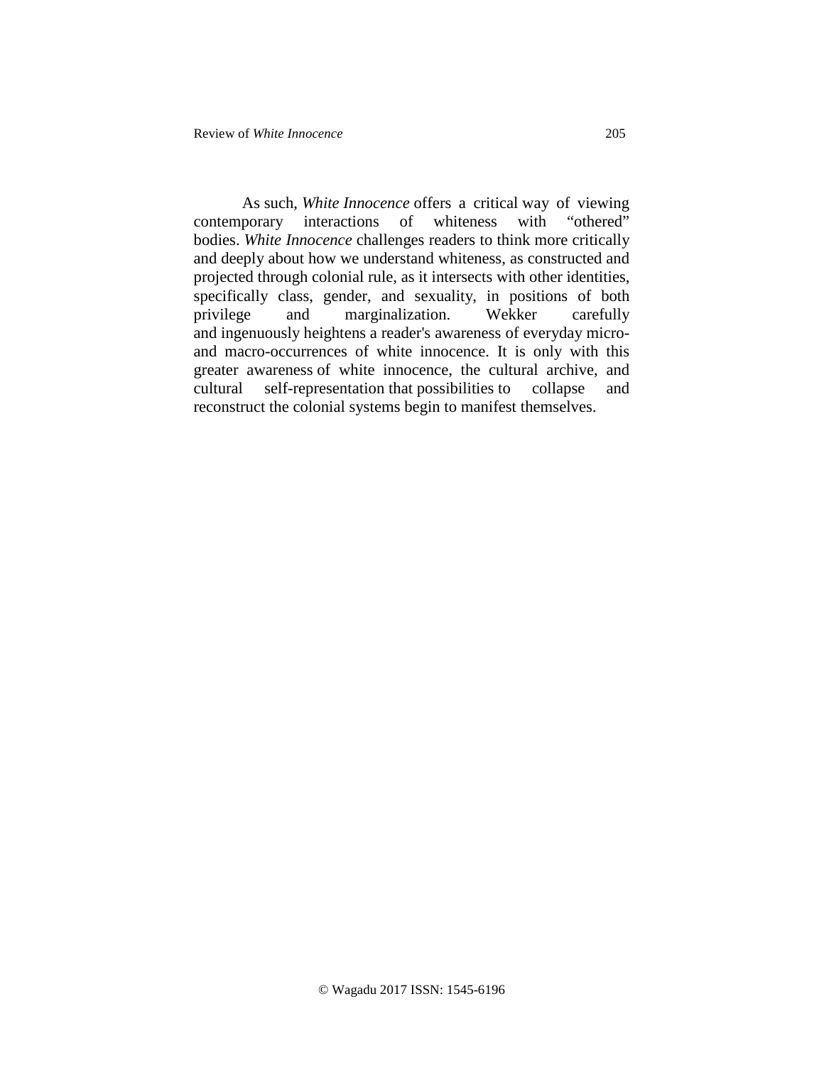As such, *White Innocence* offers a critical way of viewing contemporary interactions of whiteness with "othered" bodies. *White Innocence* challenges readers to think more critically and deeply about how we understand whiteness, as constructed and projected through colonial rule, as it intersects with other identities, specifically class, gender, and sexuality, in positions of both privilege and marginalization. Wekker carefully and ingenuously heightens a reader's awareness of everyday micro- and macro-occurrences of white innocence. It is only with this greater awareness of white innocence, the cultural archive, and cultural self-representation that possibilities to collapse and reconstruct the colonial systems begin to manifest themselves.